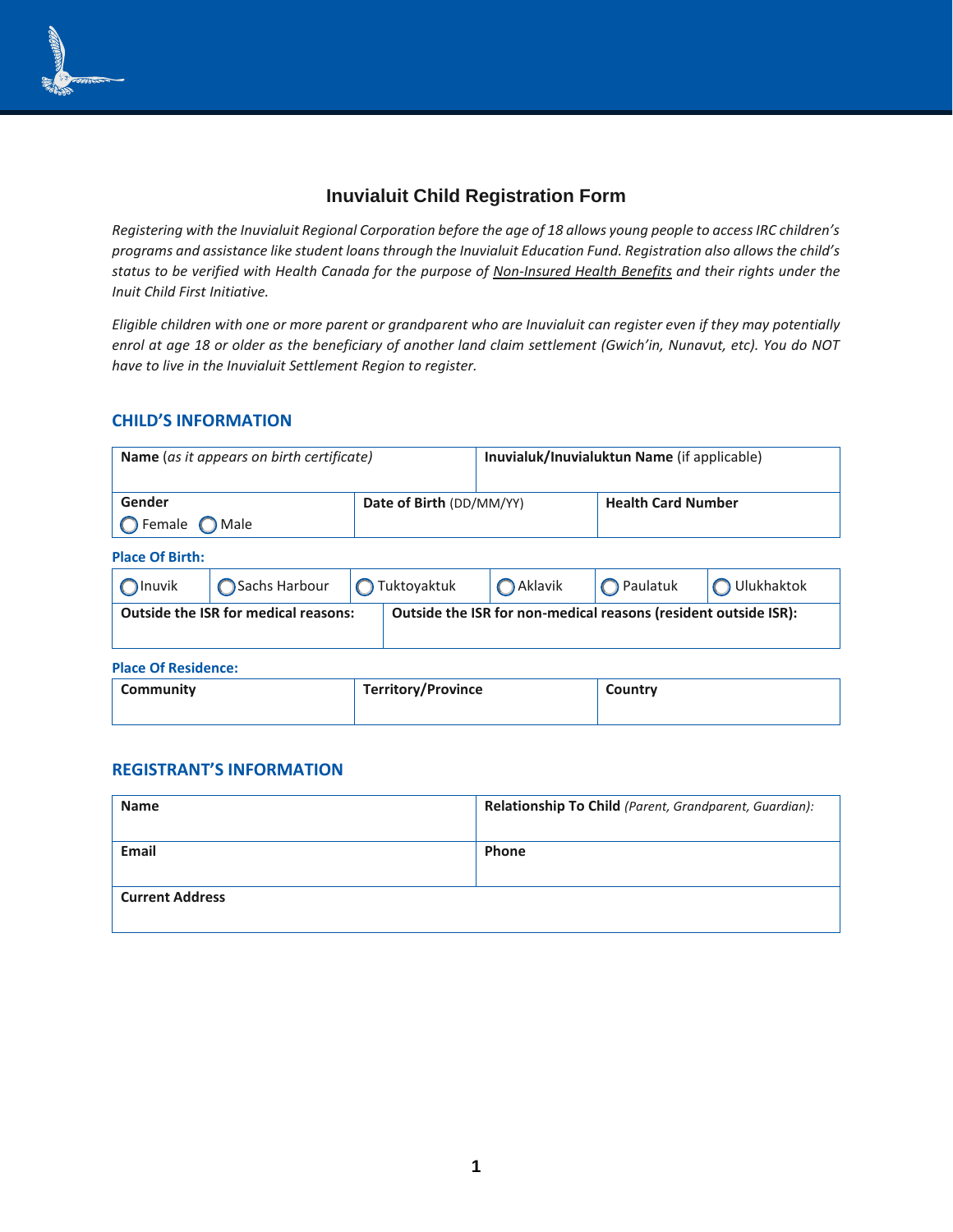# Inuvialuit Child Registration Form

*Registering with the Inuvialuit Regional Corporation before the age of 18 allows young people to access IRC children's programs and assistance like student loans through the Inuvialuit Education Fund. Registration also allows the child's status to be verified with Health Canada for the purpose of Non-Insured Health Benefits and their rights under the Inuit Child First Initiative.*

*Eligible children with one or more parent or grandparent who are Inuvialuit can register even if they may potentially enrol at age 18 or older as the beneficiary of another land claim settlement (Gwich'in, Nunavut, etc). You do NOT have to live in the Inuvialuit Settlement Region to register.*

## CHILD'S INFORMATION

| **Name** *(as it appears on birth certificate)* | **Inuvialuk/Inuvialuktun Name** (if applicable) |
|---|---|
| | |

| **Gender** ◯ Female ◯ Male | **Date of Birth** (DD/MM/YY) | **Health Card Number** |
|---|---|---|
| | | |

**Place Of Birth:**

| ◯ Inuvik | ◯ Sachs Harbour | ◯ Tuktoyaktuk | ◯ Aklavik | ◯ Paulatuk | ◯ Ulukhaktok |
|---|---|---|---|---|---|

| **Outside the ISR for medical reasons:** | **Outside the ISR for non-medical reasons (resident outside ISR):** |
|---|---|
| | |

**Place Of Residence:**

| **Community** | **Territory/Province** | **Country** |
|---|---|---|
| | | |

## REGISTRANT'S INFORMATION

| **Name** | **Relationship To Child** *(Parent, Grandparent, Guardian):* |
|---|---|
| | |
| **Email** | **Phone** |
| | |
| **Current Address** | |
| | |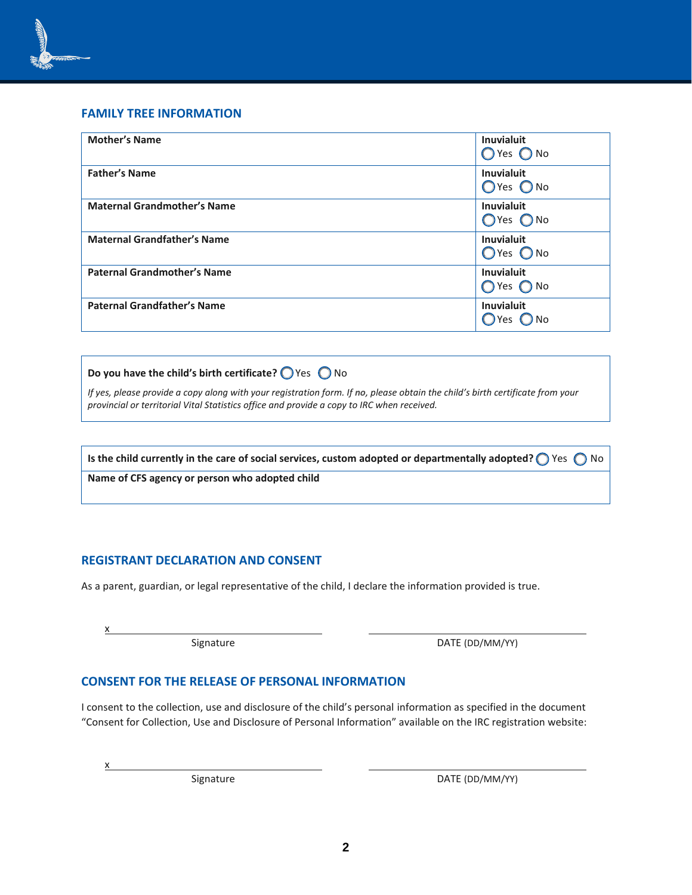## FAMILY TREE INFORMATION

| | |
|---|---|
| **Mother's Name** | **Inuvialuit** ◯ Yes ◯ No |
| **Father's Name** | **Inuvialuit** ◯ Yes ◯ No |
| **Maternal Grandmother's Name** | **Inuvialuit** ◯ Yes ◯ No |
| **Maternal Grandfather's Name** | **Inuvialuit** ◯ Yes ◯ No |
| **Paternal Grandmother's Name** | **Inuvialuit** ◯ Yes ◯ No |
| **Paternal Grandfather's Name** | **Inuvialuit** ◯ Yes ◯ No |

**Do you have the child's birth certificate?** ◯ Yes ◯ No

*If yes, please provide a copy along with your registration form. If* ***no****, please obtain the child's birth certificate from your provincial or territorial Vital Statistics office and provide a copy to IRC when received.*

**Is the child currently in the care of social services, custom adopted or departmentally adopted?** ◯ Yes ◯ No

**Name of CFS agency or person who adopted child**

## REGISTRANT DECLARATION AND CONSENT

As a parent, guardian, or legal representative of the child, I declare the information provided is true.

x ______________________________ Signature

______________________________ DATE (DD/MM/YY)

## CONSENT FOR THE RELEASE OF PERSONAL INFORMATION

I consent to the collection, use and disclosure of the child's personal information as specified in the document "Consent for Collection, Use and Disclosure of Personal Information" available on the IRC registration website:

x ______________________________ Signature

______________________________ DATE (DD/MM/YY)